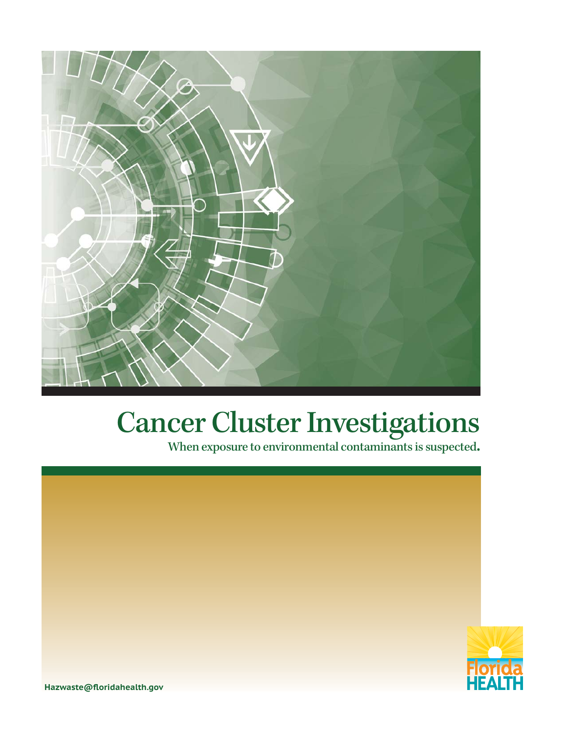# Cancer Cluster Investigations

**When exposure to environmental contaminants is suspected.**

Hazwaste@floridahealth.gov

Florida HEALTH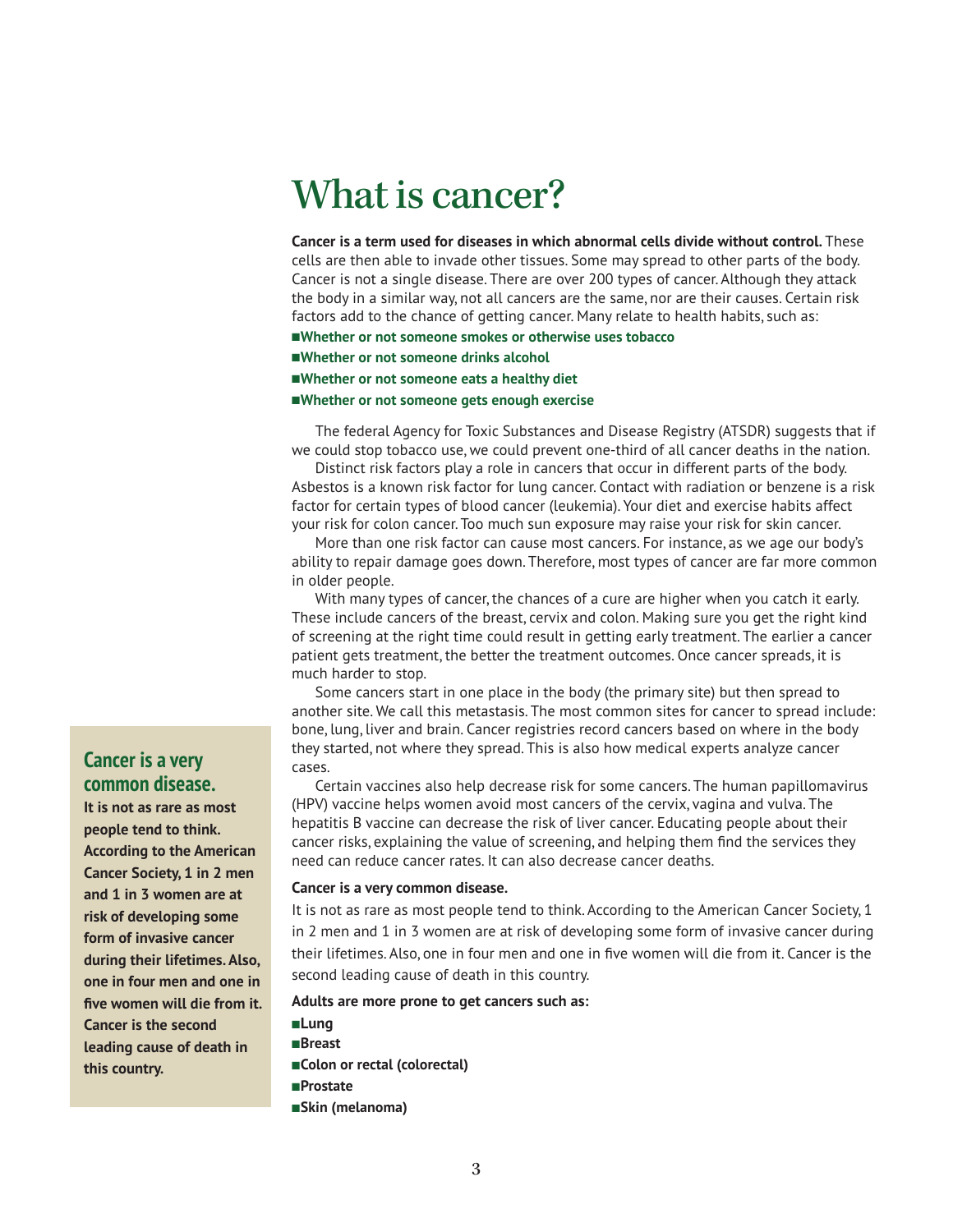# What is cancer?

**Cancer is a term used for diseases in which abnormal cells divide without control.** These cells are then able to invade other tissues. Some may spread to other parts of the body. Cancer is not a single disease. There are over 200 types of cancer. Although they attack the body in a similar way, not all cancers are the same, nor are their causes. Certain risk factors add to the chance of getting cancer. Many relate to health habits, such as:

- **Whether or not someone smokes or otherwise uses tobacco**
- **Whether or not someone drinks alcohol**
- **Whether or not someone eats a healthy diet**
- **Whether or not someone gets enough exercise**

The federal Agency for Toxic Substances and Disease Registry (ATSDR) suggests that if we could stop tobacco use, we could prevent one-third of all cancer deaths in the nation.

Distinct risk factors play a role in cancers that occur in different parts of the body. Asbestos is a known risk factor for lung cancer. Contact with radiation or benzene is a risk factor for certain types of blood cancer (leukemia). Your diet and exercise habits affect your risk for colon cancer. Too much sun exposure may raise your risk for skin cancer.

More than one risk factor can cause most cancers. For instance, as we age our body's ability to repair damage goes down. Therefore, most types of cancer are far more common in older people.

With many types of cancer, the chances of a cure are higher when you catch it early. These include cancers of the breast, cervix and colon. Making sure you get the right kind of screening at the right time could result in getting early treatment. The earlier a cancer patient gets treatment, the better the treatment outcomes. Once cancer spreads, it is much harder to stop.

Some cancers start in one place in the body (the primary site) but then spread to another site. We call this metastasis. The most common sites for cancer to spread include: bone, lung, liver and brain. Cancer registries record cancers based on where in the body they started, not where they spread. This is also how medical experts analyze cancer cases.

Certain vaccines also help decrease risk for some cancers. The human papillomavirus (HPV) vaccine helps women avoid most cancers of the cervix, vagina and vulva. The hepatitis B vaccine can decrease the risk of liver cancer. Educating people about their cancer risks, explaining the value of screening, and helping them find the services they need can reduce cancer rates. It can also decrease cancer deaths.

**Cancer is a very common disease.**

It is not as rare as most people tend to think. According to the American Cancer Society, 1 in 2 men and 1 in 3 women are at risk of developing some form of invasive cancer during their lifetimes. Also, one in four men and one in five women will die from it. Cancer is the second leading cause of death in this country.

**Adults are more prone to get cancers such as:**

- **Lung**
- **Breast**
- **Colon or rectal (colorectal)**
- **Prostate**
- **Skin (melanoma)**

## Cancer is a very common disease.

**It is not as rare as most people tend to think. According to the American Cancer Society, 1 in 2 men and 1 in 3 women are at risk of developing some form of invasive cancer during their lifetimes. Also, one in four men and one in five women will die from it. Cancer is the second leading cause of death in this country.**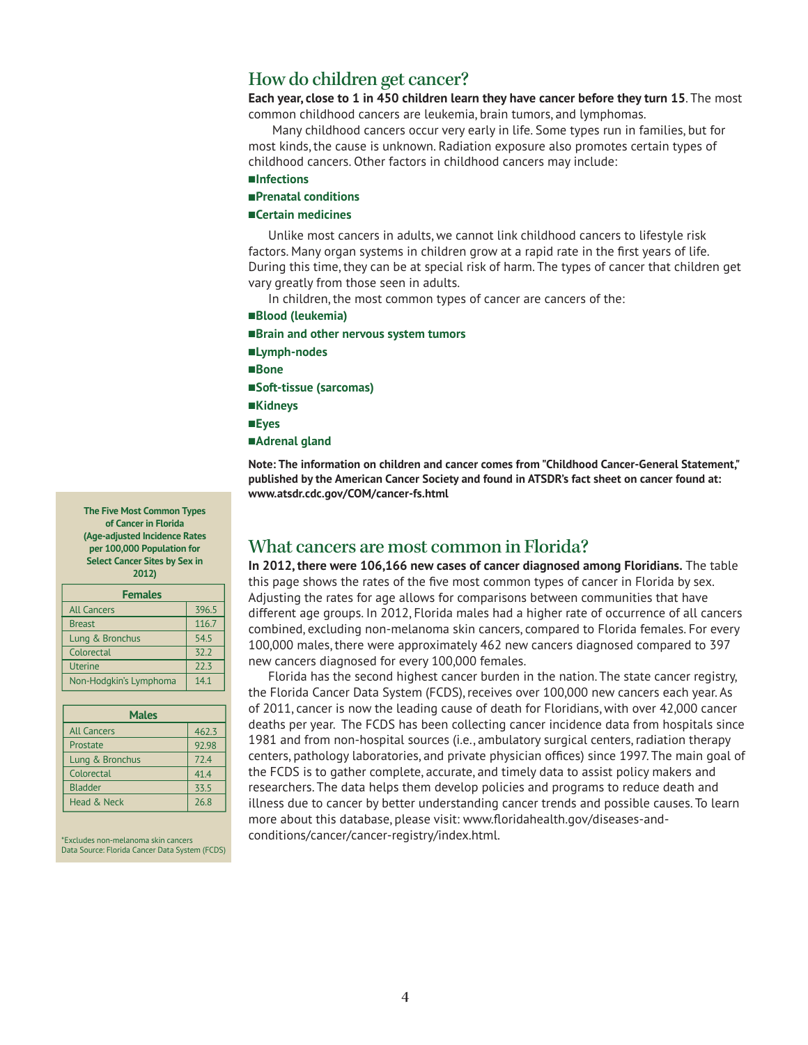## How do children get cancer?

**Each year, close to 1 in 450 children learn they have cancer before they turn 15**. The most common childhood cancers are leukemia, brain tumors, and lymphomas.

Many childhood cancers occur very early in life. Some types run in families, but for most kinds, the cause is unknown. Radiation exposure also promotes certain types of childhood cancers. Other factors in childhood cancers may include:

- **Infections**
- **Prenatal conditions**
- **Certain medicines**

Unlike most cancers in adults, we cannot link childhood cancers to lifestyle risk factors. Many organ systems in children grow at a rapid rate in the first years of life. During this time, they can be at special risk of harm. The types of cancer that children get vary greatly from those seen in adults.

In children, the most common types of cancer are cancers of the:

- **Blood (leukemia)**
- **Brain and other nervous system tumors**
- **Lymph-nodes**
- **Bone**
- **Soft-tissue (sarcomas)**
- **Kidneys**
- **Eyes**
- **Adrenal gland**

**Note: The information on children and cancer comes from "Childhood Cancer-General Statement," published by the American Cancer Society and found in ATSDR's fact sheet on cancer found at: www.atsdr.cdc.gov/COM/cancer-fs.html**

## What cancers are most common in Florida?

**In 2012, there were 106,166 new cases of cancer diagnosed among Floridians.** The table this page shows the rates of the five most common types of cancer in Florida by sex. Adjusting the rates for age allows for comparisons between communities that have different age groups. In 2012, Florida males had a higher rate of occurrence of all cancers combined, excluding non-melanoma skin cancers, compared to Florida females. For every 100,000 males, there were approximately 462 new cancers diagnosed compared to 397 new cancers diagnosed for every 100,000 females.

Florida has the second highest cancer burden in the nation. The state cancer registry, the Florida Cancer Data System (FCDS), receives over 100,000 new cancers each year. As of 2011, cancer is now the leading cause of death for Floridians, with over 42,000 cancer deaths per year. The FCDS has been collecting cancer incidence data from hospitals since 1981 and from non-hospital sources (i.e., ambulatory surgical centers, radiation therapy centers, pathology laboratories, and private physician offices) since 1997. The main goal of the FCDS is to gather complete, accurate, and timely data to assist policy makers and researchers. The data helps them develop policies and programs to reduce death and illness due to cancer by better understanding cancer trends and possible causes. To learn more about this database, please visit: www.floridahealth.gov/diseases-and-conditions/cancer/cancer-registry/index.html.

**The Five Most Common Types of Cancer in Florida (Age-adjusted Incidence Rates per 100,000 Population for Select Cancer Sites by Sex in 2012)**

| Females | |
|---|---|
| All Cancers | 396.5 |
| Breast | 116.7 |
| Lung & Bronchus | 54.5 |
| Colorectal | 32.2 |
| Uterine | 22.3 |
| Non-Hodgkin's Lymphoma | 14.1 |

| Males | |
|---|---|
| All Cancers | 462.3 |
| Prostate | 92.98 |
| Lung & Bronchus | 72.4 |
| Colorectal | 41.4 |
| Bladder | 33.5 |
| Head & Neck | 26.8 |

*Excludes non-melanoma skin cancers
Data Source: Florida Cancer Data System (FCDS)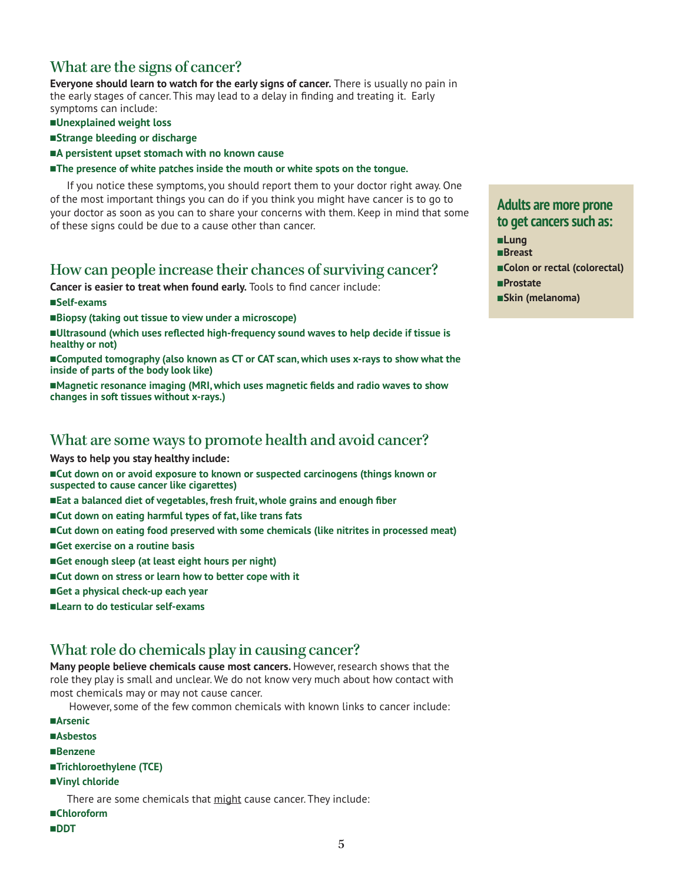## What are the signs of cancer?

**Everyone should learn to watch for the early signs of cancer.** There is usually no pain in the early stages of cancer. This may lead to a delay in finding and treating it. Early symptoms can include:

- **Unexplained weight loss**
- **Strange bleeding or discharge**
- **A persistent upset stomach with no known cause**
- **The presence of white patches inside the mouth or white spots on the tongue.**

If you notice these symptoms, you should report them to your doctor right away. One of the most important things you can do if you think you might have cancer is to go to your doctor as soon as you can to share your concerns with them. Keep in mind that some of these signs could be due to a cause other than cancer.

### Adults are more prone to get cancers such as:

- **Lung**
- **Breast**
- **Colon or rectal (colorectal)**
- **Prostate**
- **Skin (melanoma)**

## How can people increase their chances of surviving cancer?

**Cancer is easier to treat when found early.** Tools to find cancer include:

- **Self-exams**
- **Biopsy (taking out tissue to view under a microscope)**
- **Ultrasound (which uses reflected high-frequency sound waves to help decide if tissue is healthy or not)**
- **Computed tomography (also known as CT or CAT scan, which uses x-rays to show what the inside of parts of the body look like)**
- **Magnetic resonance imaging (MRI, which uses magnetic fields and radio waves to show changes in soft tissues without x-rays.)**

## What are some ways to promote health and avoid cancer?

**Ways to help you stay healthy include:**

- **Cut down on or avoid exposure to known or suspected carcinogens (things known or suspected to cause cancer like cigarettes)**
- **Eat a balanced diet of vegetables, fresh fruit, whole grains and enough fiber**
- **Cut down on eating harmful types of fat, like trans fats**
- **Cut down on eating food preserved with some chemicals (like nitrites in processed meat)**
- **Get exercise on a routine basis**
- **Get enough sleep (at least eight hours per night)**
- **Cut down on stress or learn how to better cope with it**
- **Get a physical check-up each year**
- **Learn to do testicular self-exams**

## What role do chemicals play in causing cancer?

**Many people believe chemicals cause most cancers.** However, research shows that the role they play is small and unclear. We do not know very much about how contact with most chemicals may or may not cause cancer.

However, some of the few common chemicals with known links to cancer include:

- **Arsenic**
- **Asbestos**
- **Benzene**
- **Trichloroethylene (TCE)**
- **Vinyl chloride**

There are some chemicals that <u>might</u> cause cancer. They include:

- **Chloroform**
- **DDT**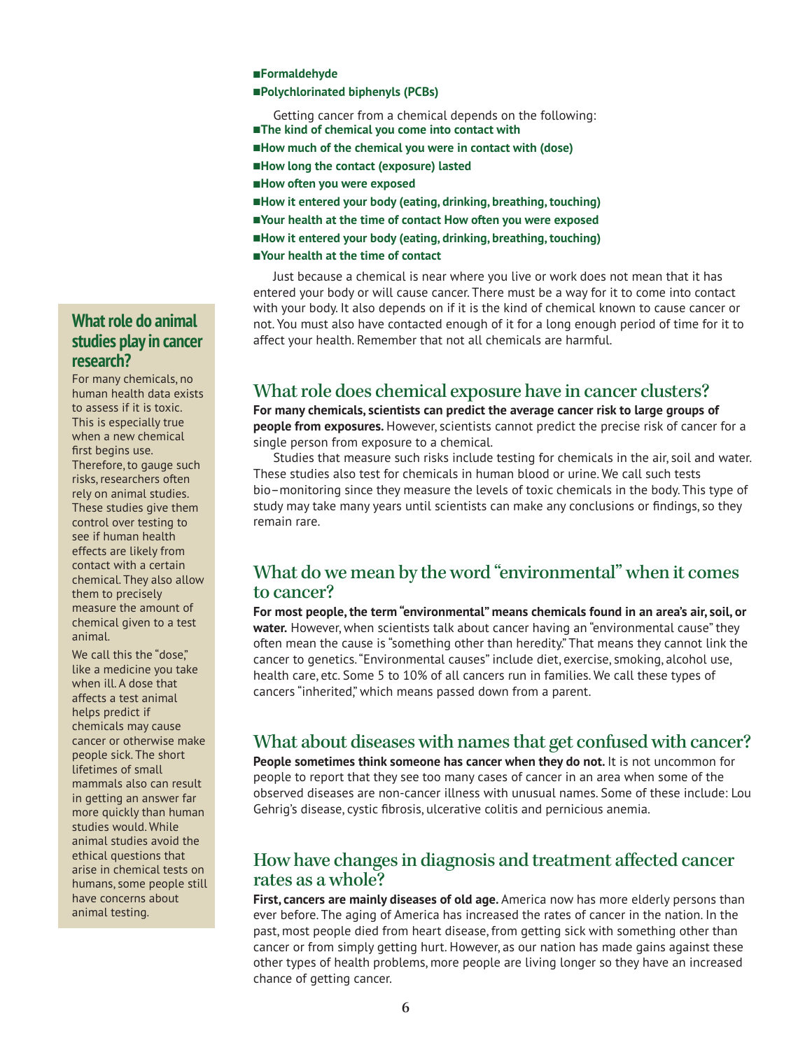- Formaldehyde
- Polychlorinated biphenyls (PCBs)

Getting cancer from a chemical depends on the following:

- The kind of chemical you come into contact with
- How much of the chemical you were in contact with (dose)
- How long the contact (exposure) lasted
- How often you were exposed
- How it entered your body (eating, drinking, breathing, touching)
- Your health at the time of contact How often you were exposed
- How it entered your body (eating, drinking, breathing, touching)
- Your health at the time of contact

Just because a chemical is near where you live or work does not mean that it has entered your body or will cause cancer. There must be a way for it to come into contact with your body. It also depends on if it is the kind of chemical known to cause cancer or not. You must also have contacted enough of it for a long enough period of time for it to affect your health. Remember that not all chemicals are harmful.

## What role does chemical exposure have in cancer clusters?

**For many chemicals, scientists can predict the average cancer risk to large groups of people from exposures.** However, scientists cannot predict the precise risk of cancer for a single person from exposure to a chemical.

Studies that measure such risks include testing for chemicals in the air, soil and water. These studies also test for chemicals in human blood or urine. We call such tests bio–monitoring since they measure the levels of toxic chemicals in the body. This type of study may take many years until scientists can make any conclusions or findings, so they remain rare.

## What do we mean by the word "environmental" when it comes to cancer?

**For most people, the term "environmental" means chemicals found in an area's air, soil, or water.** However, when scientists talk about cancer having an "environmental cause" they often mean the cause is "something other than heredity." That means they cannot link the cancer to genetics. "Environmental causes" include diet, exercise, smoking, alcohol use, health care, etc. Some 5 to 10% of all cancers run in families. We call these types of cancers "inherited," which means passed down from a parent.

## What about diseases with names that get confused with cancer?

**People sometimes think someone has cancer when they do not.** It is not uncommon for people to report that they see too many cases of cancer in an area when some of the observed diseases are non-cancer illness with unusual names. Some of these include: Lou Gehrig's disease, cystic fibrosis, ulcerative colitis and pernicious anemia.

## How have changes in diagnosis and treatment affected cancer rates as a whole?

**First, cancers are mainly diseases of old age.** America now has more elderly persons than ever before. The aging of America has increased the rates of cancer in the nation. In the past, most people died from heart disease, from getting sick with something other than cancer or from simply getting hurt. However, as our nation has made gains against these other types of health problems, more people are living longer so they have an increased chance of getting cancer.

### What role do animal studies play in cancer research?

For many chemicals, no human health data exists to assess if it is toxic. This is especially true when a new chemical first begins use. Therefore, to gauge such risks, researchers often rely on animal studies. These studies give them control over testing to see if human health effects are likely from contact with a certain chemical. They also allow them to precisely measure the amount of chemical given to a test animal.

We call this the "dose," like a medicine you take when ill. A dose that affects a test animal helps predict if chemicals may cause cancer or otherwise make people sick. The short lifetimes of small mammals also can result in getting an answer far more quickly than human studies would. While animal studies avoid the ethical questions that arise in chemical tests on humans, some people still have concerns about animal testing.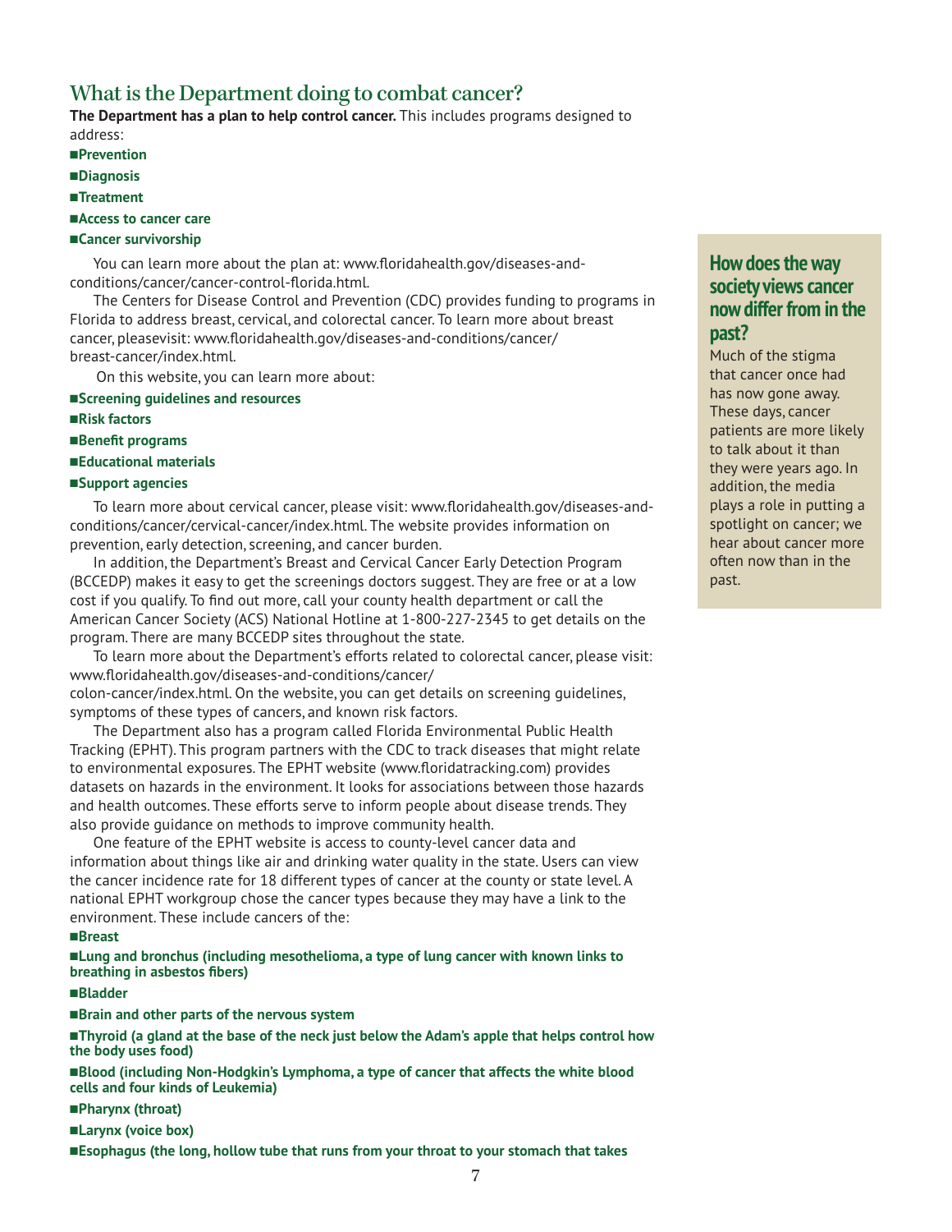## What is the Department doing to combat cancer?

**The Department has a plan to help control cancer.** This includes programs designed to address:

- **Prevention**
- **Diagnosis**
- **Treatment**
- **Access to cancer care**
- **Cancer survivorship**

You can learn more about the plan at: www.floridahealth.gov/diseases-and-conditions/cancer/cancer-control-florida.html.

The Centers for Disease Control and Prevention (CDC) provides funding to programs in Florida to address breast, cervical, and colorectal cancer. To learn more about breast cancer, pleasevisit: www.floridahealth.gov/diseases-and-conditions/cancer/breast-cancer/index.html.

On this website, you can learn more about:

- **Screening guidelines and resources**
- **Risk factors**
- **Benefit programs**
- **Educational materials**
- **Support agencies**

To learn more about cervical cancer, please visit: www.floridahealth.gov/diseases-and-conditions/cancer/cervical-cancer/index.html. The website provides information on prevention, early detection, screening, and cancer burden.

In addition, the Department's Breast and Cervical Cancer Early Detection Program (BCCEDP) makes it easy to get the screenings doctors suggest. They are free or at a low cost if you qualify. To find out more, call your county health department or call the American Cancer Society (ACS) National Hotline at 1-800-227-2345 to get details on the program. There are many BCCEDP sites throughout the state.

To learn more about the Department's efforts related to colorectal cancer, please visit: www.floridahealth.gov/diseases-and-conditions/cancer/colon-cancer/index.html. On the website, you can get details on screening guidelines, symptoms of these types of cancers, and known risk factors.

The Department also has a program called Florida Environmental Public Health Tracking (EPHT). This program partners with the CDC to track diseases that might relate to environmental exposures. The EPHT website (www.floridatracking.com) provides datasets on hazards in the environment. It looks for associations between those hazards and health outcomes. These efforts serve to inform people about disease trends. They also provide guidance on methods to improve community health.

One feature of the EPHT website is access to county-level cancer data and information about things like air and drinking water quality in the state. Users can view the cancer incidence rate for 18 different types of cancer at the county or state level. A national EPHT workgroup chose the cancer types because they may have a link to the environment. These include cancers of the:

- **Breast**
- **Lung and bronchus (including mesothelioma, a type of lung cancer with known links to breathing in asbestos fibers)**
- **Bladder**
- **Brain and other parts of the nervous system**
- **Thyroid (a gland at the base of the neck just below the Adam's apple that helps control how the body uses food)**
- **Blood (including Non-Hodgkin's Lymphoma, a type of cancer that affects the white blood cells and four kinds of Leukemia)**
- **Pharynx (throat)**
- **Larynx (voice box)**
- **Esophagus (the long, hollow tube that runs from your throat to your stomach that takes**

### How does the way society views cancer now differ from in the past?

Much of the stigma that cancer once had has now gone away. These days, cancer patients are more likely to talk about it than they were years ago. In addition, the media plays a role in putting a spotlight on cancer; we hear about cancer more often now than in the past.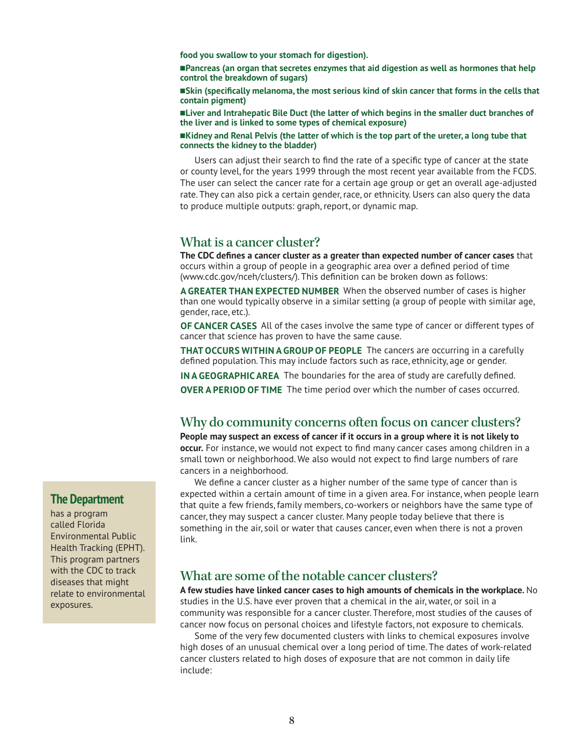**food you swallow to your stomach for digestion).**

- **Pancreas (an organ that secretes enzymes that aid digestion as well as hormones that help control the breakdown of sugars)**
- **Skin (specifically melanoma, the most serious kind of skin cancer that forms in the cells that contain pigment)**
- **Liver and Intrahepatic Bile Duct (the latter of which begins in the smaller duct branches of the liver and is linked to some types of chemical exposure)**
- **Kidney and Renal Pelvis (the latter of which is the top part of the ureter, a long tube that connects the kidney to the bladder)**

Users can adjust their search to find the rate of a specific type of cancer at the state or county level, for the years 1999 through the most recent year available from the FCDS. The user can select the cancer rate for a certain age group or get an overall age-adjusted rate. They can also pick a certain gender, race, or ethnicity. Users can also query the data to produce multiple outputs: graph, report, or dynamic map.

## What is a cancer cluster?

**The CDC defines a cancer cluster as a greater than expected number of cancer cases** that occurs within a group of people in a geographic area over a defined period of time (www.cdc.gov/nceh/clusters/). This definition can be broken down as follows:

**A GREATER THAN EXPECTED NUMBER** When the observed number of cases is higher than one would typically observe in a similar setting (a group of people with similar age, gender, race, etc.).

**OF CANCER CASES** All of the cases involve the same type of cancer or different types of cancer that science has proven to have the same cause.

**THAT OCCURS WITHIN A GROUP OF PEOPLE** The cancers are occurring in a carefully defined population. This may include factors such as race, ethnicity, age or gender.

**IN A GEOGRAPHIC AREA** The boundaries for the area of study are carefully defined.

**OVER A PERIOD OF TIME** The time period over which the number of cases occurred.

## Why do community concerns often focus on cancer clusters?

**People may suspect an excess of cancer if it occurs in a group where it is not likely to occur.** For instance, we would not expect to find many cancer cases among children in a small town or neighborhood. We also would not expect to find large numbers of rare cancers in a neighborhood.

We define a cancer cluster as a higher number of the same type of cancer than is expected within a certain amount of time in a given area. For instance, when people learn that quite a few friends, family members, co-workers or neighbors have the same type of cancer, they may suspect a cancer cluster. Many people today believe that there is something in the air, soil or water that causes cancer, even when there is not a proven link.

**The Department** has a program called Florida Environmental Public Health Tracking (EPHT). This program partners with the CDC to track diseases that might relate to environmental exposures.

## What are some of the notable cancer clusters?

**A few studies have linked cancer cases to high amounts of chemicals in the workplace.** No studies in the U.S. have ever proven that a chemical in the air, water, or soil in a community was responsible for a cancer cluster. Therefore, most studies of the causes of cancer now focus on personal choices and lifestyle factors, not exposure to chemicals.

Some of the very few documented clusters with links to chemical exposures involve high doses of an unusual chemical over a long period of time. The dates of work-related cancer clusters related to high doses of exposure that are not common in daily life include: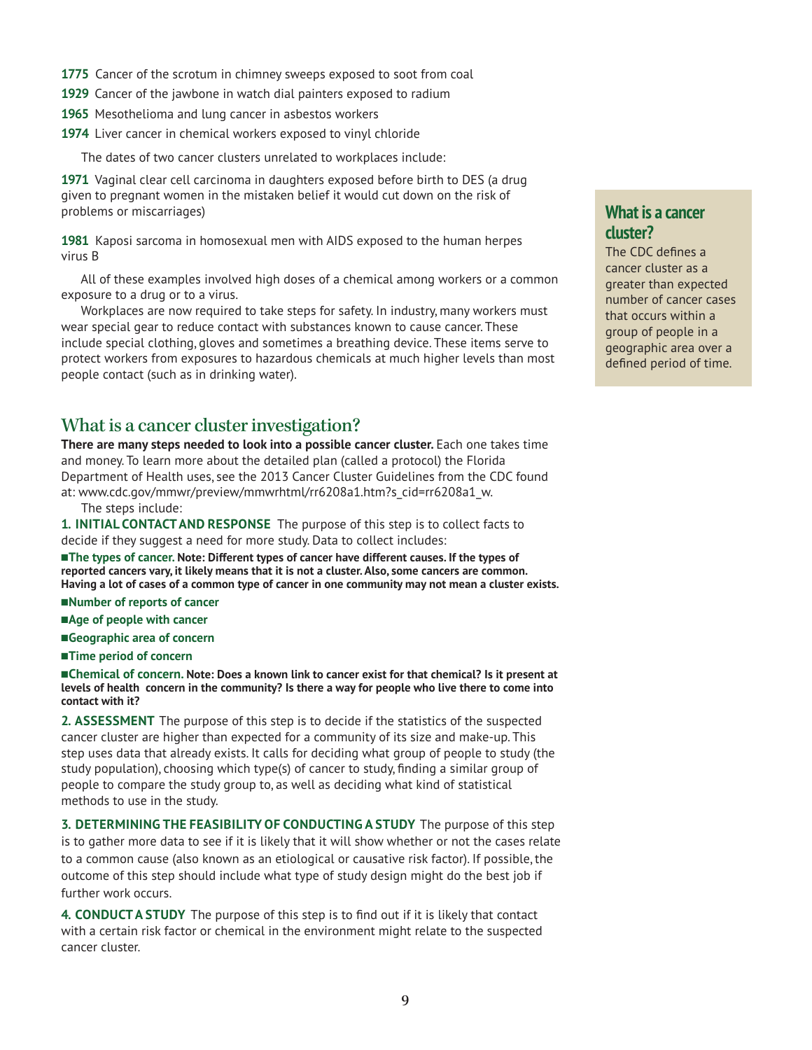**1775** Cancer of the scrotum in chimney sweeps exposed to soot from coal

**1929** Cancer of the jawbone in watch dial painters exposed to radium

**1965** Mesothelioma and lung cancer in asbestos workers

**1974** Liver cancer in chemical workers exposed to vinyl chloride

The dates of two cancer clusters unrelated to workplaces include:

**1971** Vaginal clear cell carcinoma in daughters exposed before birth to DES (a drug given to pregnant women in the mistaken belief it would cut down on the risk of problems or miscarriages)

**1981** Kaposi sarcoma in homosexual men with AIDS exposed to the human herpes virus B

All of these examples involved high doses of a chemical among workers or a common exposure to a drug or to a virus.

Workplaces are now required to take steps for safety. In industry, many workers must wear special gear to reduce contact with substances known to cause cancer. These include special clothing, gloves and sometimes a breathing device. These items serve to protect workers from exposures to hazardous chemicals at much higher levels than most people contact (such as in drinking water).

### What is a cancer cluster?

The CDC defines a cancer cluster as a greater than expected number of cancer cases that occurs within a group of people in a geographic area over a defined period of time.

## What is a cancer cluster investigation?

**There are many steps needed to look into a possible cancer cluster.** Each one takes time and money. To learn more about the detailed plan (called a protocol) the Florida Department of Health uses, see the 2013 Cancer Cluster Guidelines from the CDC found at: www.cdc.gov/mmwr/preview/mmwrhtml/rr6208a1.htm?s_cid=rr6208a1_w.

The steps include:

**1. INITIAL CONTACT AND RESPONSE** The purpose of this step is to collect facts to decide if they suggest a need for more study. Data to collect includes:

- **The types of cancer. Note: Different types of cancer have different causes. If the types of reported cancers vary, it likely means that it is not a cluster. Also, some cancers are common. Having a lot of cases of a common type of cancer in one community may not mean a cluster exists.**
- **Number of reports of cancer**
- **Age of people with cancer**
- **Geographic area of concern**
- **Time period of concern**
- **Chemical of concern. Note: Does a known link to cancer exist for that chemical? Is it present at levels of health concern in the community? Is there a way for people who live there to come into contact with it?**

**2. ASSESSMENT** The purpose of this step is to decide if the statistics of the suspected cancer cluster are higher than expected for a community of its size and make-up. This step uses data that already exists. It calls for deciding what group of people to study (the study population), choosing which type(s) of cancer to study, finding a similar group of people to compare the study group to, as well as deciding what kind of statistical methods to use in the study.

**3. DETERMINING THE FEASIBILITY OF CONDUCTING A STUDY** The purpose of this step is to gather more data to see if it is likely that it will show whether or not the cases relate to a common cause (also known as an etiological or causative risk factor). If possible, the outcome of this step should include what type of study design might do the best job if further work occurs.

**4. CONDUCT A STUDY** The purpose of this step is to find out if it is likely that contact with a certain risk factor or chemical in the environment might relate to the suspected cancer cluster.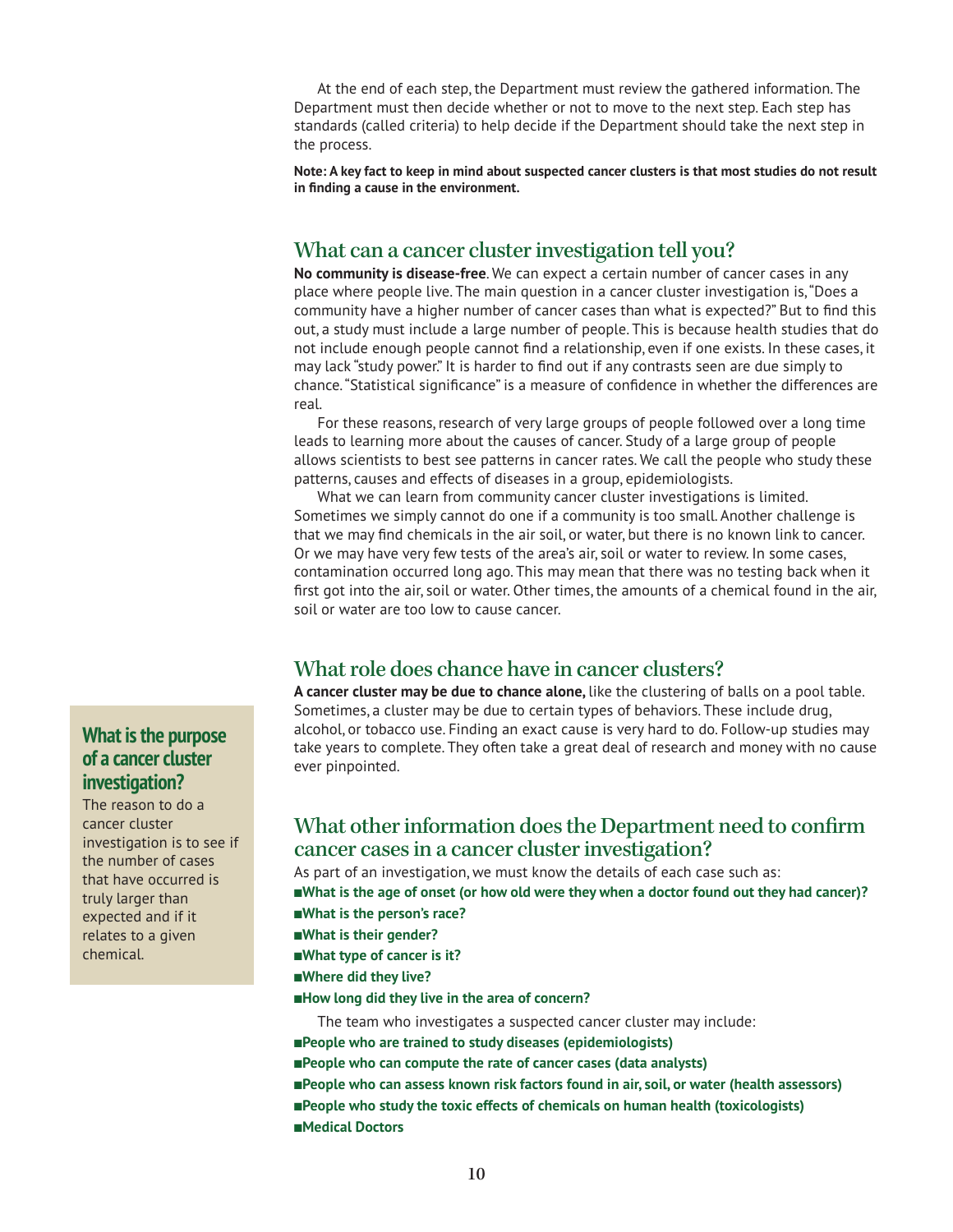At the end of each step, the Department must review the gathered information. The Department must then decide whether or not to move to the next step. Each step has standards (called criteria) to help decide if the Department should take the next step in the process.

**Note: A key fact to keep in mind about suspected cancer clusters is that most studies do not result in finding a cause in the environment.**

## What can a cancer cluster investigation tell you?

**No community is disease-free**. We can expect a certain number of cancer cases in any place where people live. The main question in a cancer cluster investigation is, "Does a community have a higher number of cancer cases than what is expected?" But to find this out, a study must include a large number of people. This is because health studies that do not include enough people cannot find a relationship, even if one exists. In these cases, it may lack "study power." It is harder to find out if any contrasts seen are due simply to chance. "Statistical significance" is a measure of confidence in whether the differences are real.

For these reasons, research of very large groups of people followed over a long time leads to learning more about the causes of cancer. Study of a large group of people allows scientists to best see patterns in cancer rates. We call the people who study these patterns, causes and effects of diseases in a group, epidemiologists.

What we can learn from community cancer cluster investigations is limited. Sometimes we simply cannot do one if a community is too small. Another challenge is that we may find chemicals in the air soil, or water, but there is no known link to cancer. Or we may have very few tests of the area's air, soil or water to review. In some cases, contamination occurred long ago. This may mean that there was no testing back when it first got into the air, soil or water. Other times, the amounts of a chemical found in the air, soil or water are too low to cause cancer.

## What role does chance have in cancer clusters?

**A cancer cluster may be due to chance alone,** like the clustering of balls on a pool table. Sometimes, a cluster may be due to certain types of behaviors. These include drug, alcohol, or tobacco use. Finding an exact cause is very hard to do. Follow-up studies may take years to complete. They often take a great deal of research and money with no cause ever pinpointed.

### What is the purpose of a cancer cluster investigation?

The reason to do a cancer cluster investigation is to see if the number of cases that have occurred is truly larger than expected and if it relates to a given chemical.

## What other information does the Department need to confirm cancer cases in a cancer cluster investigation?

As part of an investigation, we must know the details of each case such as:

- **What is the age of onset (or how old were they when a doctor found out they had cancer)?**
- **What is the person's race?**
- **What is their gender?**
- **What type of cancer is it?**
- **Where did they live?**
- **How long did they live in the area of concern?**

The team who investigates a suspected cancer cluster may include:

- **People who are trained to study diseases (epidemiologists)**
- **People who can compute the rate of cancer cases (data analysts)**
- **People who can assess known risk factors found in air, soil, or water (health assessors)**
- **People who study the toxic effects of chemicals on human health (toxicologists)**
- **Medical Doctors**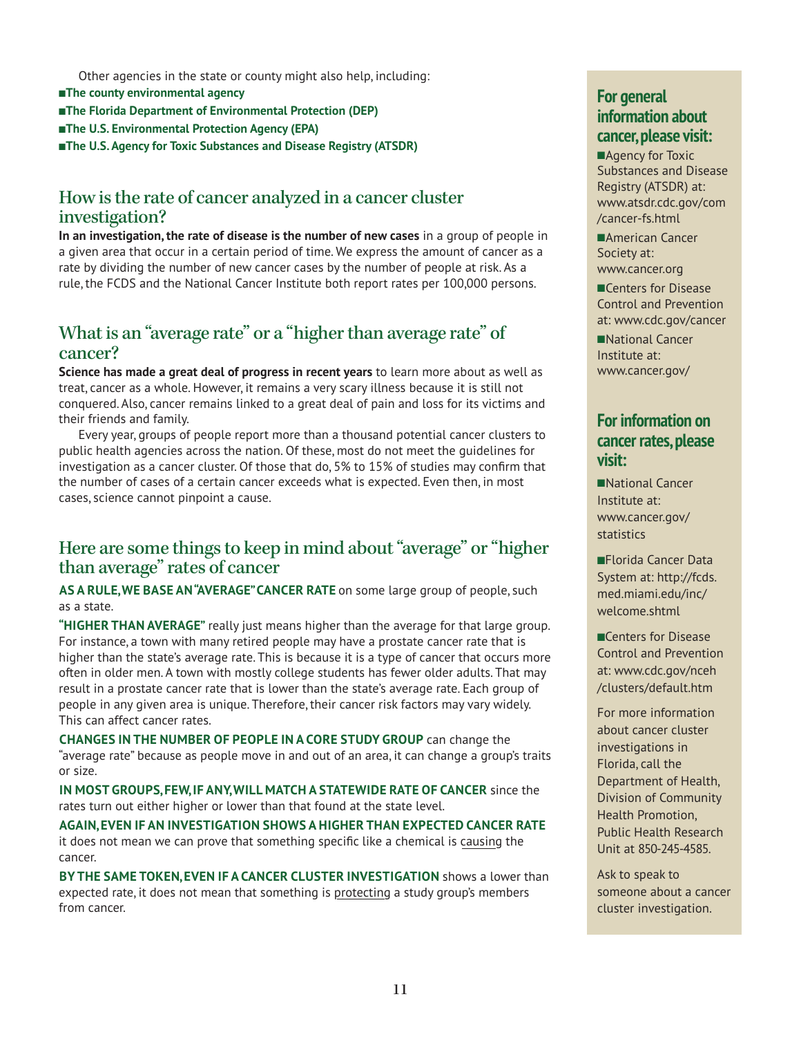Other agencies in the state or county might also help, including:

- **The county environmental agency**
- **The Florida Department of Environmental Protection (DEP)**
- **The U.S. Environmental Protection Agency (EPA)**
- **The U.S. Agency for Toxic Substances and Disease Registry (ATSDR)**

## How is the rate of cancer analyzed in a cancer cluster investigation?

**In an investigation, the rate of disease is the number of new cases** in a group of people in a given area that occur in a certain period of time. We express the amount of cancer as a rate by dividing the number of new cancer cases by the number of people at risk. As a rule, the FCDS and the National Cancer Institute both report rates per 100,000 persons.

## What is an "average rate" or a "higher than average rate" of cancer?

**Science has made a great deal of progress in recent years** to learn more about as well as treat, cancer as a whole. However, it remains a very scary illness because it is still not conquered. Also, cancer remains linked to a great deal of pain and loss for its victims and their friends and family.

Every year, groups of people report more than a thousand potential cancer clusters to public health agencies across the nation. Of these, most do not meet the guidelines for investigation as a cancer cluster. Of those that do, 5% to 15% of studies may confirm that the number of cases of a certain cancer exceeds what is expected. Even then, in most cases, science cannot pinpoint a cause.

## Here are some things to keep in mind about "average" or "higher than average" rates of cancer

**AS A RULE, WE BASE AN "AVERAGE" CANCER RATE** on some large group of people, such as a state.

**"HIGHER THAN AVERAGE"** really just means higher than the average for that large group. For instance, a town with many retired people may have a prostate cancer rate that is higher than the state's average rate. This is because it is a type of cancer that occurs more often in older men. A town with mostly college students has fewer older adults. That may result in a prostate cancer rate that is lower than the state's average rate. Each group of people in any given area is unique. Therefore, their cancer risk factors may vary widely. This can affect cancer rates.

**CHANGES IN THE NUMBER OF PEOPLE IN A CORE STUDY GROUP** can change the "average rate" because as people move in and out of an area, it can change a group's traits or size.

**IN MOST GROUPS, FEW, IF ANY, WILL MATCH A STATEWIDE RATE OF CANCER** since the rates turn out either higher or lower than that found at the state level.

**AGAIN, EVEN IF AN INVESTIGATION SHOWS A HIGHER THAN EXPECTED CANCER RATE** it does not mean we can prove that something specific like a chemical is <u>causing</u> the cancer.

**BY THE SAME TOKEN, EVEN IF A CANCER CLUSTER INVESTIGATION** shows a lower than expected rate, it does not mean that something is <u>protecting</u> a study group's members from cancer.

### For general information about cancer, please visit:

- Agency for Toxic Substances and Disease Registry (ATSDR) at: www.atsdr.cdc.gov/com/cancer-fs.html
- American Cancer Society at: www.cancer.org
- Centers for Disease Control and Prevention at: www.cdc.gov/cancer
- National Cancer Institute at: www.cancer.gov/

### For information on cancer rates, please visit:

- National Cancer Institute at: www.cancer.gov/statistics
- Florida Cancer Data System at: http://fcds.med.miami.edu/inc/welcome.shtml
- Centers for Disease Control and Prevention at: www.cdc.gov/nceh/clusters/default.htm

For more information about cancer cluster investigations in Florida, call the Department of Health, Division of Community Health Promotion, Public Health Research Unit at 850-245-4585.

Ask to speak to someone about a cancer cluster investigation.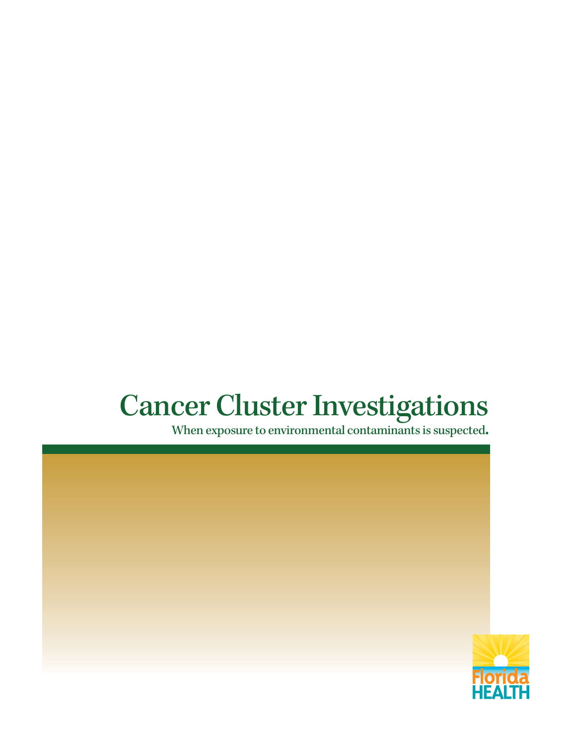# Cancer Cluster Investigations

When exposure to environmental contaminants is suspected.

Florida HEALTH